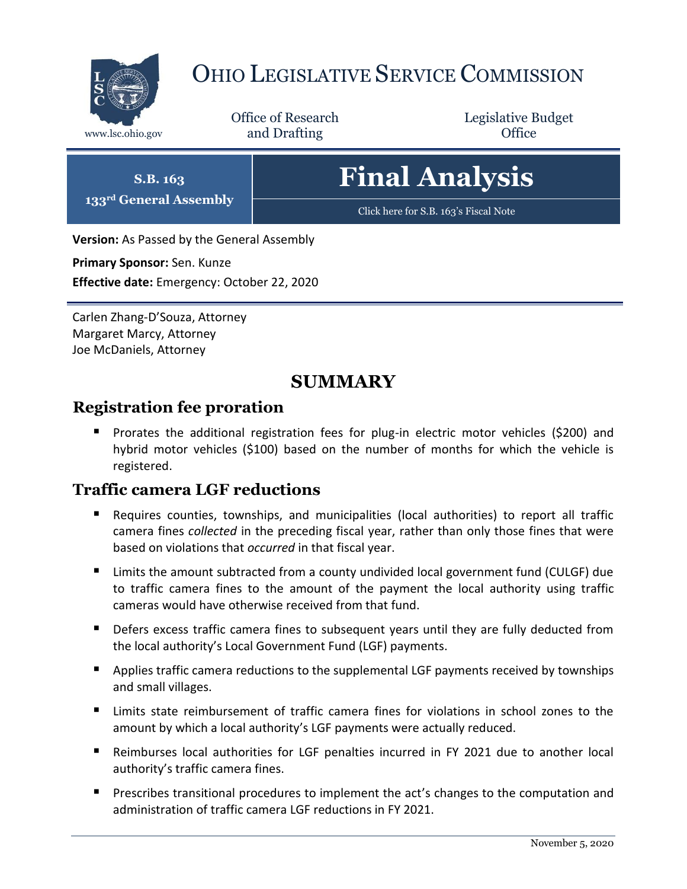# OHIO LEGISLATIVE SERVICE COMMISSION

www.lsc.ohio.gov

Office of Research and Drafting

Legislative Budget Office

**S.B. 163**
**133rd General Assembly**

# Final Analysis

Click here for S.B. 163's Fiscal Note

**Version:** As Passed by the General Assembly

**Primary Sponsor:** Sen. Kunze

**Effective date:** Emergency: October 22, 2020

Carlen Zhang-D'Souza, Attorney
Margaret Marcy, Attorney
Joe McDaniels, Attorney

## SUMMARY

### Registration fee proration

- Prorates the additional registration fees for plug-in electric motor vehicles ($200) and hybrid motor vehicles ($100) based on the number of months for which the vehicle is registered.

### Traffic camera LGF reductions

- Requires counties, townships, and municipalities (local authorities) to report all traffic camera fines *collected* in the preceding fiscal year, rather than only those fines that were based on violations that *occurred* in that fiscal year.
- Limits the amount subtracted from a county undivided local government fund (CULGF) due to traffic camera fines to the amount of the payment the local authority using traffic cameras would have otherwise received from that fund.
- Defers excess traffic camera fines to subsequent years until they are fully deducted from the local authority's Local Government Fund (LGF) payments.
- Applies traffic camera reductions to the supplemental LGF payments received by townships and small villages.
- Limits state reimbursement of traffic camera fines for violations in school zones to the amount by which a local authority's LGF payments were actually reduced.
- Reimburses local authorities for LGF penalties incurred in FY 2021 due to another local authority's traffic camera fines.
- Prescribes transitional procedures to implement the act's changes to the computation and administration of traffic camera LGF reductions in FY 2021.

November 5, 2020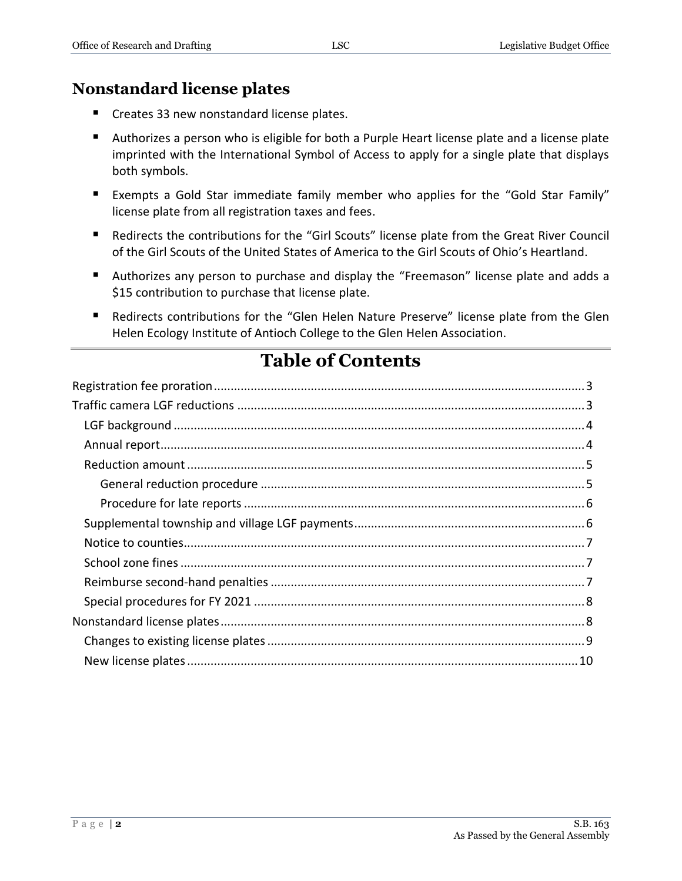## Nonstandard license plates

- Creates 33 new nonstandard license plates.
- Authorizes a person who is eligible for both a Purple Heart license plate and a license plate imprinted with the International Symbol of Access to apply for a single plate that displays both symbols.
- Exempts a Gold Star immediate family member who applies for the "Gold Star Family" license plate from all registration taxes and fees.
- Redirects the contributions for the "Girl Scouts" license plate from the Great River Council of the Girl Scouts of the United States of America to the Girl Scouts of Ohio's Heartland.
- Authorizes any person to purchase and display the "Freemason" license plate and adds a $15 contribution to purchase that license plate.
- Redirects contributions for the "Glen Helen Nature Preserve" license plate from the Glen Helen Ecology Institute of Antioch College to the Glen Helen Association.

# Table of Contents

Registration fee proration ..... 3
Traffic camera LGF reductions ..... 3
- LGF background ..... 4
- Annual report ..... 4
- Reduction amount ..... 5
  - General reduction procedure ..... 5
  - Procedure for late reports ..... 6
- Supplemental township and village LGF payments ..... 6
- Notice to counties ..... 7
- School zone fines ..... 7
- Reimburse second-hand penalties ..... 7
- Special procedures for FY 2021 ..... 8

Nonstandard license plates ..... 8
- Changes to existing license plates ..... 9
- New license plates ..... 10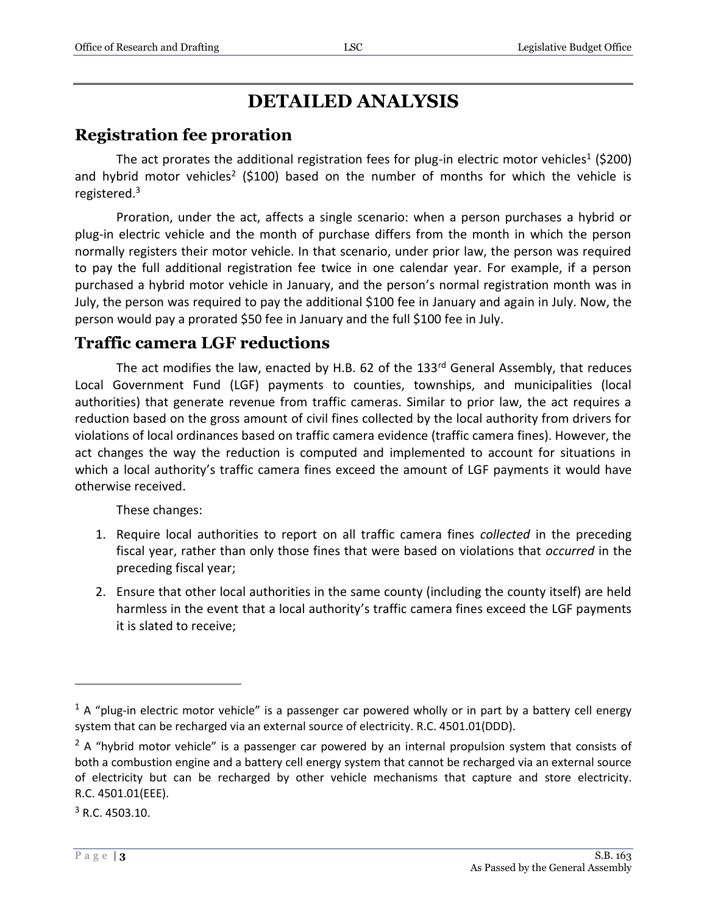# DETAILED ANALYSIS

## Registration fee proration

The act prorates the additional registration fees for plug-in electric motor vehicles[1] ($200) and hybrid motor vehicles[2] ($100) based on the number of months for which the vehicle is registered.[3]

Proration, under the act, affects a single scenario: when a person purchases a hybrid or plug-in electric vehicle and the month of purchase differs from the month in which the person normally registers their motor vehicle. In that scenario, under prior law, the person was required to pay the full additional registration fee twice in one calendar year. For example, if a person purchased a hybrid motor vehicle in January, and the person's normal registration month was in July, the person was required to pay the additional $100 fee in January and again in July. Now, the person would pay a prorated $50 fee in January and the full $100 fee in July.

## Traffic camera LGF reductions

The act modifies the law, enacted by H.B. 62 of the 133rd General Assembly, that reduces Local Government Fund (LGF) payments to counties, townships, and municipalities (local authorities) that generate revenue from traffic cameras. Similar to prior law, the act requires a reduction based on the gross amount of civil fines collected by the local authority from drivers for violations of local ordinances based on traffic camera evidence (traffic camera fines). However, the act changes the way the reduction is computed and implemented to account for situations in which a local authority's traffic camera fines exceed the amount of LGF payments it would have otherwise received.

These changes:

1. Require local authorities to report on all traffic camera fines *collected* in the preceding fiscal year, rather than only those fines that were based on violations that *occurred* in the preceding fiscal year;
2. Ensure that other local authorities in the same county (including the county itself) are held harmless in the event that a local authority's traffic camera fines exceed the LGF payments it is slated to receive;

---

[1] A "plug-in electric motor vehicle" is a passenger car powered wholly or in part by a battery cell energy system that can be recharged via an external source of electricity. R.C. 4501.01(DDD).

[2] A "hybrid motor vehicle" is a passenger car powered by an internal propulsion system that consists of both a combustion engine and a battery cell energy system that cannot be recharged via an external source of electricity but can be recharged by other vehicle mechanisms that capture and store electricity. R.C. 4501.01(EEE).

[3] R.C. 4503.10.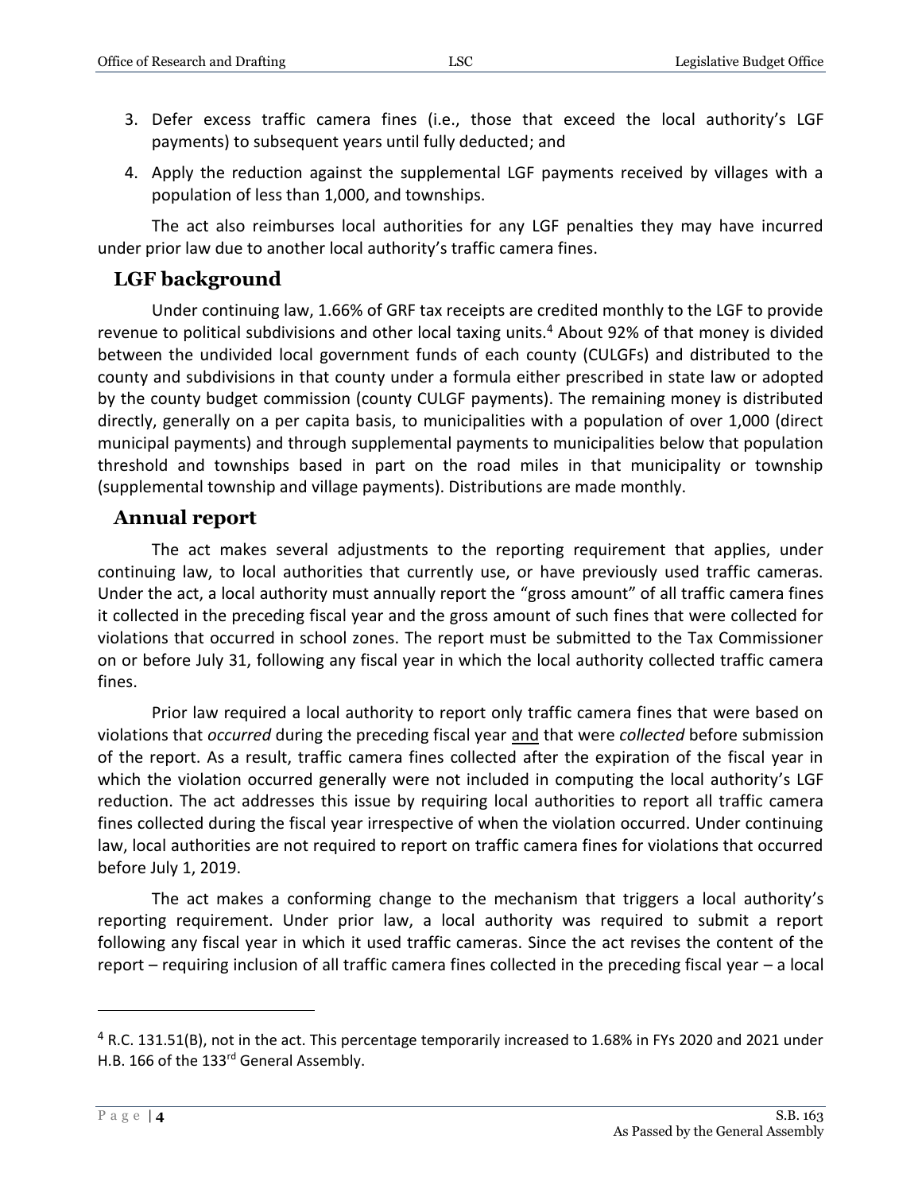3. Defer excess traffic camera fines (i.e., those that exceed the local authority's LGF payments) to subsequent years until fully deducted; and
4. Apply the reduction against the supplemental LGF payments received by villages with a population of less than 1,000, and townships.

The act also reimburses local authorities for any LGF penalties they may have incurred under prior law due to another local authority's traffic camera fines.

## LGF background

Under continuing law, 1.66% of GRF tax receipts are credited monthly to the LGF to provide revenue to political subdivisions and other local taxing units.[4] About 92% of that money is divided between the undivided local government funds of each county (CULGFs) and distributed to the county and subdivisions in that county under a formula either prescribed in state law or adopted by the county budget commission (county CULGF payments). The remaining money is distributed directly, generally on a per capita basis, to municipalities with a population of over 1,000 (direct municipal payments) and through supplemental payments to municipalities below that population threshold and townships based in part on the road miles in that municipality or township (supplemental township and village payments). Distributions are made monthly.

## Annual report

The act makes several adjustments to the reporting requirement that applies, under continuing law, to local authorities that currently use, or have previously used traffic cameras. Under the act, a local authority must annually report the "gross amount" of all traffic camera fines it collected in the preceding fiscal year and the gross amount of such fines that were collected for violations that occurred in school zones. The report must be submitted to the Tax Commissioner on or before July 31, following any fiscal year in which the local authority collected traffic camera fines.

Prior law required a local authority to report only traffic camera fines that were based on violations that *occurred* during the preceding fiscal year and that were *collected* before submission of the report. As a result, traffic camera fines collected after the expiration of the fiscal year in which the violation occurred generally were not included in computing the local authority's LGF reduction. The act addresses this issue by requiring local authorities to report all traffic camera fines collected during the fiscal year irrespective of when the violation occurred. Under continuing law, local authorities are not required to report on traffic camera fines for violations that occurred before July 1, 2019.

The act makes a conforming change to the mechanism that triggers a local authority's reporting requirement. Under prior law, a local authority was required to submit a report following any fiscal year in which it used traffic cameras. Since the act revises the content of the report – requiring inclusion of all traffic camera fines collected in the preceding fiscal year – a local

---

[4] R.C. 131.51(B), not in the act. This percentage temporarily increased to 1.68% in FYs 2020 and 2021 under H.B. 166 of the 133rd General Assembly.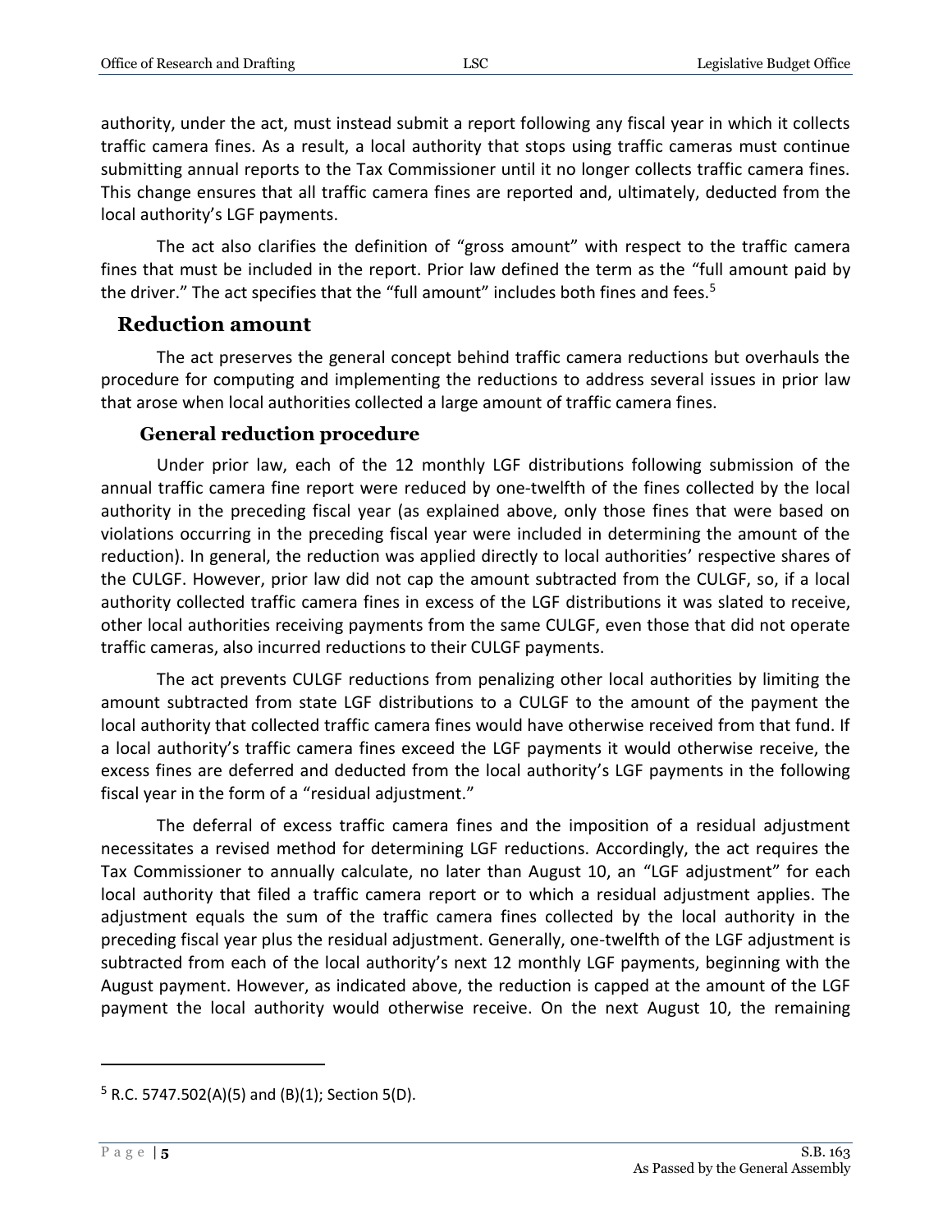authority, under the act, must instead submit a report following any fiscal year in which it collects traffic camera fines. As a result, a local authority that stops using traffic cameras must continue submitting annual reports to the Tax Commissioner until it no longer collects traffic camera fines. This change ensures that all traffic camera fines are reported and, ultimately, deducted from the local authority's LGF payments.

The act also clarifies the definition of "gross amount" with respect to the traffic camera fines that must be included in the report. Prior law defined the term as the "full amount paid by the driver." The act specifies that the "full amount" includes both fines and fees.[5]

## Reduction amount

The act preserves the general concept behind traffic camera reductions but overhauls the procedure for computing and implementing the reductions to address several issues in prior law that arose when local authorities collected a large amount of traffic camera fines.

### General reduction procedure

Under prior law, each of the 12 monthly LGF distributions following submission of the annual traffic camera fine report were reduced by one-twelfth of the fines collected by the local authority in the preceding fiscal year (as explained above, only those fines that were based on violations occurring in the preceding fiscal year were included in determining the amount of the reduction). In general, the reduction was applied directly to local authorities' respective shares of the CULGF. However, prior law did not cap the amount subtracted from the CULGF, so, if a local authority collected traffic camera fines in excess of the LGF distributions it was slated to receive, other local authorities receiving payments from the same CULGF, even those that did not operate traffic cameras, also incurred reductions to their CULGF payments.

The act prevents CULGF reductions from penalizing other local authorities by limiting the amount subtracted from state LGF distributions to a CULGF to the amount of the payment the local authority that collected traffic camera fines would have otherwise received from that fund. If a local authority's traffic camera fines exceed the LGF payments it would otherwise receive, the excess fines are deferred and deducted from the local authority's LGF payments in the following fiscal year in the form of a "residual adjustment."

The deferral of excess traffic camera fines and the imposition of a residual adjustment necessitates a revised method for determining LGF reductions. Accordingly, the act requires the Tax Commissioner to annually calculate, no later than August 10, an "LGF adjustment" for each local authority that filed a traffic camera report or to which a residual adjustment applies. The adjustment equals the sum of the traffic camera fines collected by the local authority in the preceding fiscal year plus the residual adjustment. Generally, one-twelfth of the LGF adjustment is subtracted from each of the local authority's next 12 monthly LGF payments, beginning with the August payment. However, as indicated above, the reduction is capped at the amount of the LGF payment the local authority would otherwise receive. On the next August 10, the remaining

---

[5] R.C. 5747.502(A)(5) and (B)(1); Section 5(D).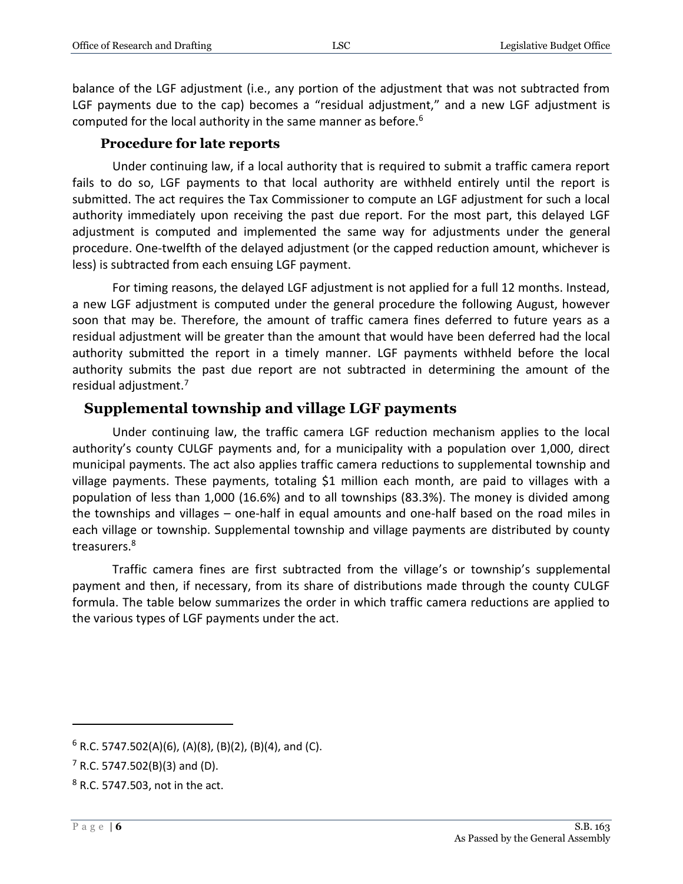balance of the LGF adjustment (i.e., any portion of the adjustment that was not subtracted from LGF payments due to the cap) becomes a "residual adjustment," and a new LGF adjustment is computed for the local authority in the same manner as before.[6]

### Procedure for late reports

Under continuing law, if a local authority that is required to submit a traffic camera report fails to do so, LGF payments to that local authority are withheld entirely until the report is submitted. The act requires the Tax Commissioner to compute an LGF adjustment for such a local authority immediately upon receiving the past due report. For the most part, this delayed LGF adjustment is computed and implemented the same way for adjustments under the general procedure. One-twelfth of the delayed adjustment (or the capped reduction amount, whichever is less) is subtracted from each ensuing LGF payment.

For timing reasons, the delayed LGF adjustment is not applied for a full 12 months. Instead, a new LGF adjustment is computed under the general procedure the following August, however soon that may be. Therefore, the amount of traffic camera fines deferred to future years as a residual adjustment will be greater than the amount that would have been deferred had the local authority submitted the report in a timely manner. LGF payments withheld before the local authority submits the past due report are not subtracted in determining the amount of the residual adjustment.[7]

## Supplemental township and village LGF payments

Under continuing law, the traffic camera LGF reduction mechanism applies to the local authority's county CULGF payments and, for a municipality with a population over 1,000, direct municipal payments. The act also applies traffic camera reductions to supplemental township and village payments. These payments, totaling $1 million each month, are paid to villages with a population of less than 1,000 (16.6%) and to all townships (83.3%). The money is divided among the townships and villages – one-half in equal amounts and one-half based on the road miles in each village or township. Supplemental township and village payments are distributed by county treasurers.[8]

Traffic camera fines are first subtracted from the village's or township's supplemental payment and then, if necessary, from its share of distributions made through the county CULGF formula. The table below summarizes the order in which traffic camera reductions are applied to the various types of LGF payments under the act.

---

[6] R.C. 5747.502(A)(6), (A)(8), (B)(2), (B)(4), and (C).

[7] R.C. 5747.502(B)(3) and (D).

[8] R.C. 5747.503, not in the act.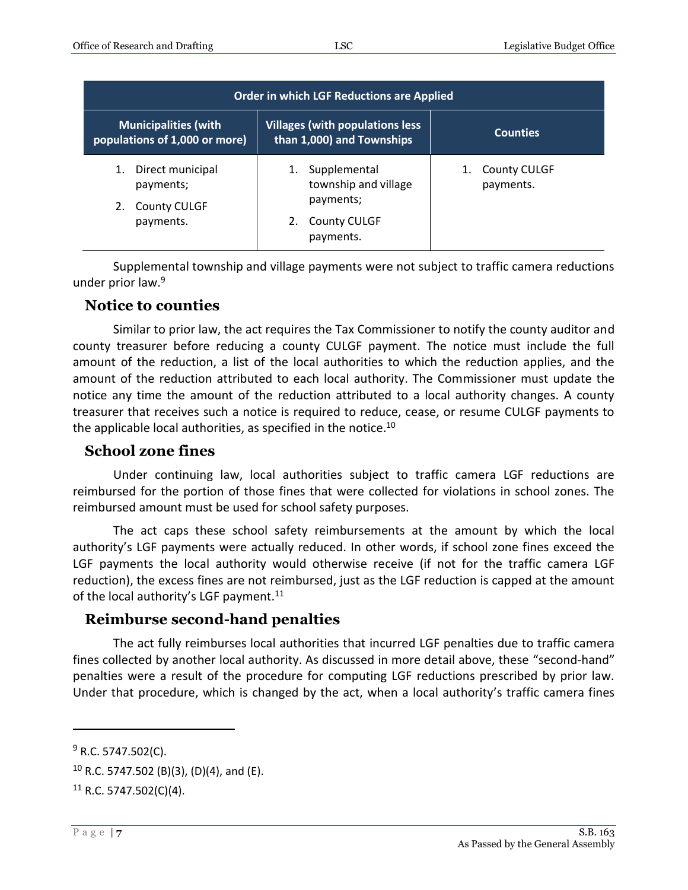| Order in which LGF Reductions are Applied | | |
|---|---|---|
| **Municipalities (with populations of 1,000 or more)** | **Villages (with populations less than 1,000) and Townships** | **Counties** |
| 1. Direct municipal payments;<br>2. County CULGF payments. | 1. Supplemental township and village payments;<br>2. County CULGF payments. | 1. County CULGF payments. |

Supplemental township and village payments were not subject to traffic camera reductions under prior law.[9]

## Notice to counties

Similar to prior law, the act requires the Tax Commissioner to notify the county auditor and county treasurer before reducing a county CULGF payment. The notice must include the full amount of the reduction, a list of the local authorities to which the reduction applies, and the amount of the reduction attributed to each local authority. The Commissioner must update the notice any time the amount of the reduction attributed to a local authority changes. A county treasurer that receives such a notice is required to reduce, cease, or resume CULGF payments to the applicable local authorities, as specified in the notice.[10]

## School zone fines

Under continuing law, local authorities subject to traffic camera LGF reductions are reimbursed for the portion of those fines that were collected for violations in school zones. The reimbursed amount must be used for school safety purposes.

The act caps these school safety reimbursements at the amount by which the local authority's LGF payments were actually reduced. In other words, if school zone fines exceed the LGF payments the local authority would otherwise receive (if not for the traffic camera LGF reduction), the excess fines are not reimbursed, just as the LGF reduction is capped at the amount of the local authority's LGF payment.[11]

## Reimburse second-hand penalties

The act fully reimburses local authorities that incurred LGF penalties due to traffic camera fines collected by another local authority. As discussed in more detail above, these "second-hand" penalties were a result of the procedure for computing LGF reductions prescribed by prior law. Under that procedure, which is changed by the act, when a local authority's traffic camera fines

---

[9] R.C. 5747.502(C).

[10] R.C. 5747.502 (B)(3), (D)(4), and (E).

[11] R.C. 5747.502(C)(4).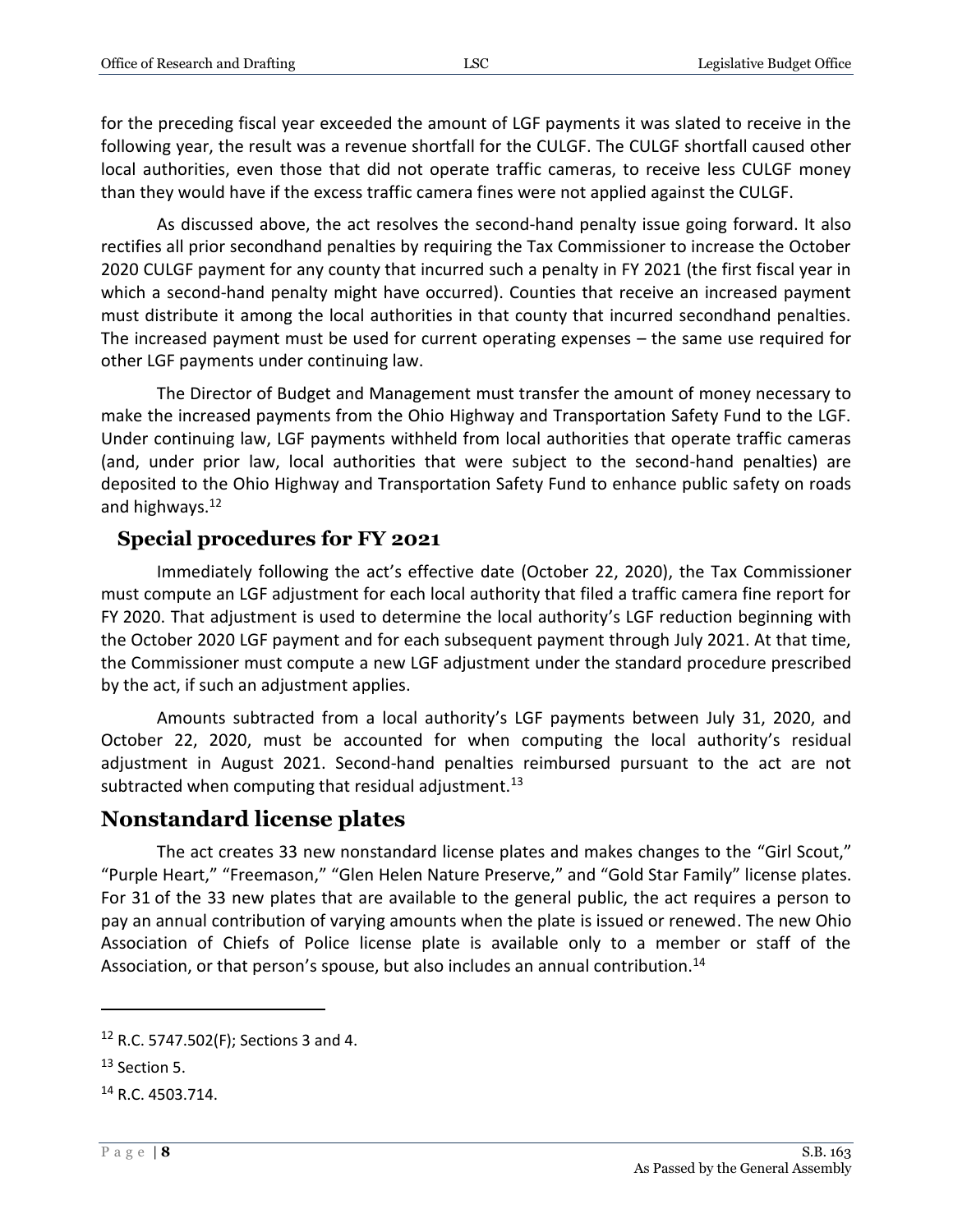for the preceding fiscal year exceeded the amount of LGF payments it was slated to receive in the following year, the result was a revenue shortfall for the CULGF. The CULGF shortfall caused other local authorities, even those that did not operate traffic cameras, to receive less CULGF money than they would have if the excess traffic camera fines were not applied against the CULGF.

As discussed above, the act resolves the second-hand penalty issue going forward. It also rectifies all prior secondhand penalties by requiring the Tax Commissioner to increase the October 2020 CULGF payment for any county that incurred such a penalty in FY 2021 (the first fiscal year in which a second-hand penalty might have occurred). Counties that receive an increased payment must distribute it among the local authorities in that county that incurred secondhand penalties. The increased payment must be used for current operating expenses – the same use required for other LGF payments under continuing law.

The Director of Budget and Management must transfer the amount of money necessary to make the increased payments from the Ohio Highway and Transportation Safety Fund to the LGF. Under continuing law, LGF payments withheld from local authorities that operate traffic cameras (and, under prior law, local authorities that were subject to the second-hand penalties) are deposited to the Ohio Highway and Transportation Safety Fund to enhance public safety on roads and highways.[12]

### Special procedures for FY 2021

Immediately following the act's effective date (October 22, 2020), the Tax Commissioner must compute an LGF adjustment for each local authority that filed a traffic camera fine report for FY 2020. That adjustment is used to determine the local authority's LGF reduction beginning with the October 2020 LGF payment and for each subsequent payment through July 2021. At that time, the Commissioner must compute a new LGF adjustment under the standard procedure prescribed by the act, if such an adjustment applies.

Amounts subtracted from a local authority's LGF payments between July 31, 2020, and October 22, 2020, must be accounted for when computing the local authority's residual adjustment in August 2021. Second-hand penalties reimbursed pursuant to the act are not subtracted when computing that residual adjustment.[13]

## Nonstandard license plates

The act creates 33 new nonstandard license plates and makes changes to the "Girl Scout," "Purple Heart," "Freemason," "Glen Helen Nature Preserve," and "Gold Star Family" license plates. For 31 of the 33 new plates that are available to the general public, the act requires a person to pay an annual contribution of varying amounts when the plate is issued or renewed. The new Ohio Association of Chiefs of Police license plate is available only to a member or staff of the Association, or that person's spouse, but also includes an annual contribution.[14]

---

[12] R.C. 5747.502(F); Sections 3 and 4.

[13] Section 5.

[14] R.C. 4503.714.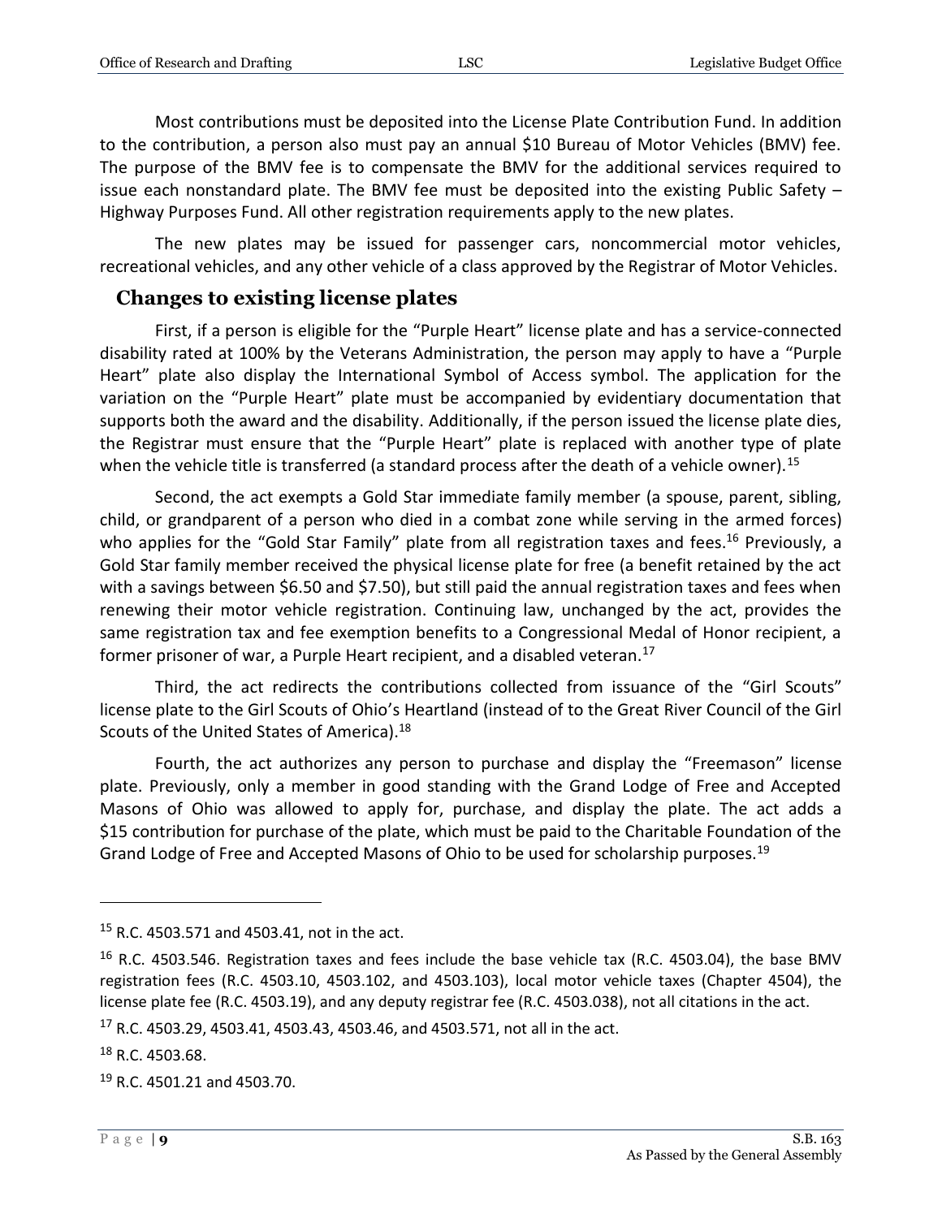Most contributions must be deposited into the License Plate Contribution Fund. In addition to the contribution, a person also must pay an annual $10 Bureau of Motor Vehicles (BMV) fee. The purpose of the BMV fee is to compensate the BMV for the additional services required to issue each nonstandard plate. The BMV fee must be deposited into the existing Public Safety – Highway Purposes Fund. All other registration requirements apply to the new plates.

The new plates may be issued for passenger cars, noncommercial motor vehicles, recreational vehicles, and any other vehicle of a class approved by the Registrar of Motor Vehicles.

## Changes to existing license plates

First, if a person is eligible for the "Purple Heart" license plate and has a service-connected disability rated at 100% by the Veterans Administration, the person may apply to have a "Purple Heart" plate also display the International Symbol of Access symbol. The application for the variation on the "Purple Heart" plate must be accompanied by evidentiary documentation that supports both the award and the disability. Additionally, if the person issued the license plate dies, the Registrar must ensure that the "Purple Heart" plate is replaced with another type of plate when the vehicle title is transferred (a standard process after the death of a vehicle owner).[15]

Second, the act exempts a Gold Star immediate family member (a spouse, parent, sibling, child, or grandparent of a person who died in a combat zone while serving in the armed forces) who applies for the "Gold Star Family" plate from all registration taxes and fees.[16] Previously, a Gold Star family member received the physical license plate for free (a benefit retained by the act with a savings between $6.50 and $7.50), but still paid the annual registration taxes and fees when renewing their motor vehicle registration. Continuing law, unchanged by the act, provides the same registration tax and fee exemption benefits to a Congressional Medal of Honor recipient, a former prisoner of war, a Purple Heart recipient, and a disabled veteran.[17]

Third, the act redirects the contributions collected from issuance of the "Girl Scouts" license plate to the Girl Scouts of Ohio's Heartland (instead of to the Great River Council of the Girl Scouts of the United States of America).[18]

Fourth, the act authorizes any person to purchase and display the "Freemason" license plate. Previously, only a member in good standing with the Grand Lodge of Free and Accepted Masons of Ohio was allowed to apply for, purchase, and display the plate. The act adds a $15 contribution for purchase of the plate, which must be paid to the Charitable Foundation of the Grand Lodge of Free and Accepted Masons of Ohio to be used for scholarship purposes.[19]

---

[15] R.C. 4503.571 and 4503.41, not in the act.

[16] R.C. 4503.546. Registration taxes and fees include the base vehicle tax (R.C. 4503.04), the base BMV registration fees (R.C. 4503.10, 4503.102, and 4503.103), local motor vehicle taxes (Chapter 4504), the license plate fee (R.C. 4503.19), and any deputy registrar fee (R.C. 4503.038), not all citations in the act.

[17] R.C. 4503.29, 4503.41, 4503.43, 4503.46, and 4503.571, not all in the act.

[18] R.C. 4503.68.

[19] R.C. 4501.21 and 4503.70.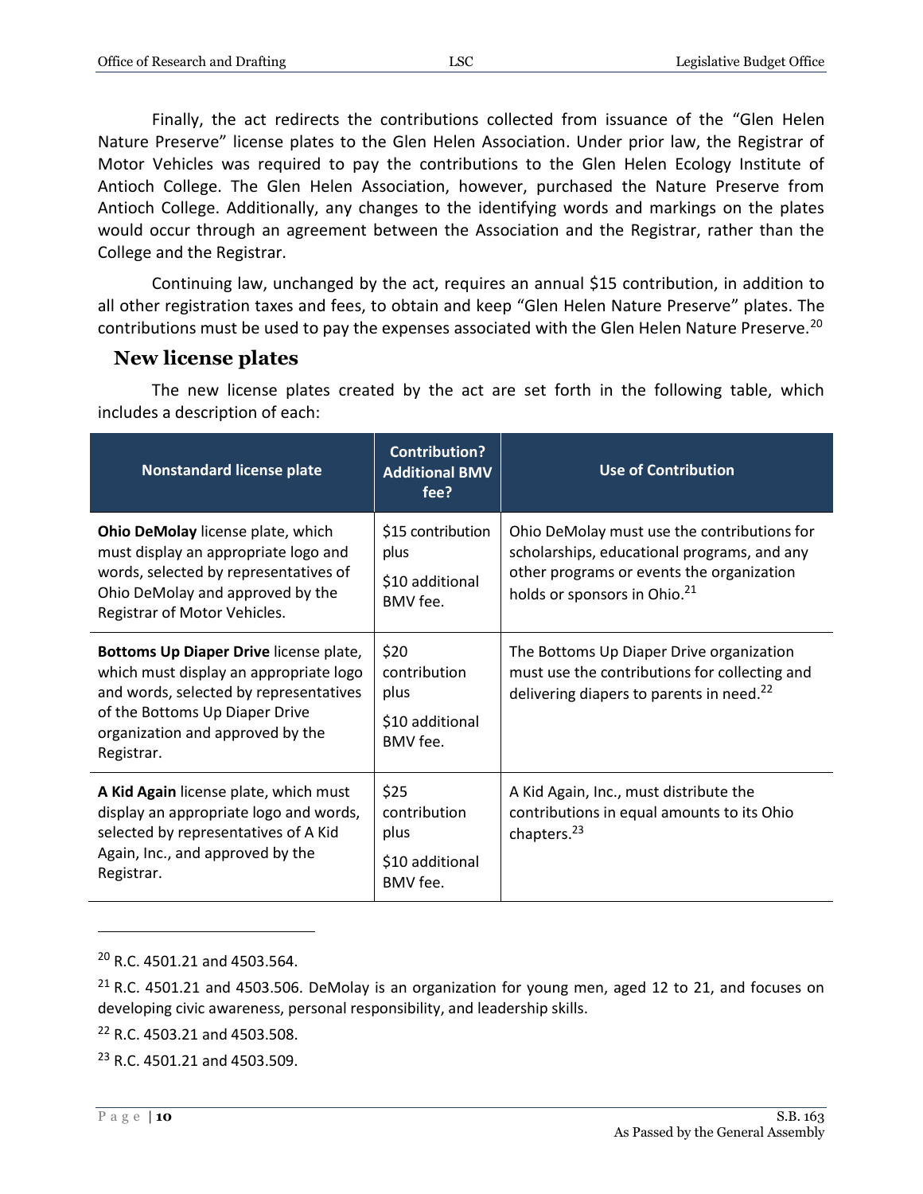Finally, the act redirects the contributions collected from issuance of the "Glen Helen Nature Preserve" license plates to the Glen Helen Association. Under prior law, the Registrar of Motor Vehicles was required to pay the contributions to the Glen Helen Ecology Institute of Antioch College. The Glen Helen Association, however, purchased the Nature Preserve from Antioch College. Additionally, any changes to the identifying words and markings on the plates would occur through an agreement between the Association and the Registrar, rather than the College and the Registrar.

Continuing law, unchanged by the act, requires an annual $15 contribution, in addition to all other registration taxes and fees, to obtain and keep "Glen Helen Nature Preserve" plates. The contributions must be used to pay the expenses associated with the Glen Helen Nature Preserve.[20]

## New license plates

The new license plates created by the act are set forth in the following table, which includes a description of each:

| Nonstandard license plate | Contribution? Additional BMV fee? | Use of Contribution |
|---|---|---|
| **Ohio DeMolay** license plate, which must display an appropriate logo and words, selected by representatives of Ohio DeMolay and approved by the Registrar of Motor Vehicles. | $15 contribution plus $10 additional BMV fee. | Ohio DeMolay must use the contributions for scholarships, educational programs, and any other programs or events the organization holds or sponsors in Ohio.[21] |
| **Bottoms Up Diaper Drive** license plate, which must display an appropriate logo and words, selected by representatives of the Bottoms Up Diaper Drive organization and approved by the Registrar. | $20 contribution plus $10 additional BMV fee. | The Bottoms Up Diaper Drive organization must use the contributions for collecting and delivering diapers to parents in need.[22] |
| **A Kid Again** license plate, which must display an appropriate logo and words, selected by representatives of A Kid Again, Inc., and approved by the Registrar. | $25 contribution plus $10 additional BMV fee. | A Kid Again, Inc., must distribute the contributions in equal amounts to its Ohio chapters.[23] |

---

[20] R.C. 4501.21 and 4503.564.

[21] R.C. 4501.21 and 4503.506. DeMolay is an organization for young men, aged 12 to 21, and focuses on developing civic awareness, personal responsibility, and leadership skills.

[22] R.C. 4503.21 and 4503.508.

[23] R.C. 4501.21 and 4503.509.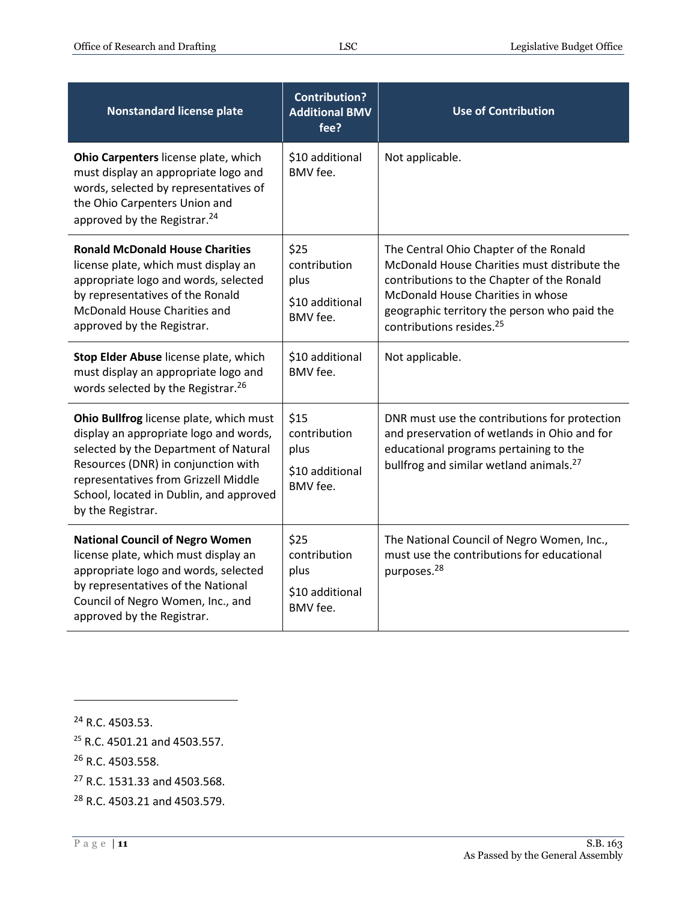| Nonstandard license plate | Contribution? Additional BMV fee? | Use of Contribution |
|---|---|---|
| **Ohio Carpenters** license plate, which must display an appropriate logo and words, selected by representatives of the Ohio Carpenters Union and approved by the Registrar.[24] | $10 additional BMV fee. | Not applicable. |
| **Ronald McDonald House Charities** license plate, which must display an appropriate logo and words, selected by representatives of the Ronald McDonald House Charities and approved by the Registrar. | $25 contribution plus $10 additional BMV fee. | The Central Ohio Chapter of the Ronald McDonald House Charities must distribute the contributions to the Chapter of the Ronald McDonald House Charities in whose geographic territory the person who paid the contributions resides.[25] |
| **Stop Elder Abuse** license plate, which must display an appropriate logo and words selected by the Registrar.[26] | $10 additional BMV fee. | Not applicable. |
| **Ohio Bullfrog** license plate, which must display an appropriate logo and words, selected by the Department of Natural Resources (DNR) in conjunction with representatives from Grizzell Middle School, located in Dublin, and approved by the Registrar. | $15 contribution plus $10 additional BMV fee. | DNR must use the contributions for protection and preservation of wetlands in Ohio and for educational programs pertaining to the bullfrog and similar wetland animals.[27] |
| **National Council of Negro Women** license plate, which must display an appropriate logo and words, selected by representatives of the National Council of Negro Women, Inc., and approved by the Registrar. | $25 contribution plus $10 additional BMV fee. | The National Council of Negro Women, Inc., must use the contributions for educational purposes.[28] |

[24] R.C. 4503.53.

[25] R.C. 4501.21 and 4503.557.

[26] R.C. 4503.558.

[27] R.C. 1531.33 and 4503.568.

[28] R.C. 4503.21 and 4503.579.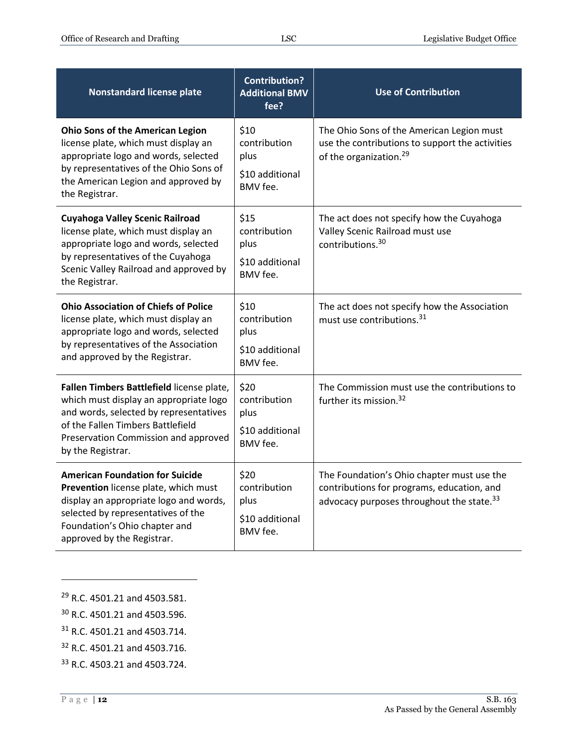| Nonstandard license plate | Contribution? Additional BMV fee? | Use of Contribution |
|---|---|---|
| **Ohio Sons of the American Legion** license plate, which must display an appropriate logo and words, selected by representatives of the Ohio Sons of the American Legion and approved by the Registrar. | $10 contribution plus<br>$10 additional BMV fee. | The Ohio Sons of the American Legion must use the contributions to support the activities of the organization.[29] |
| **Cuyahoga Valley Scenic Railroad** license plate, which must display an appropriate logo and words, selected by representatives of the Cuyahoga Scenic Valley Railroad and approved by the Registrar. | $15 contribution plus<br>$10 additional BMV fee. | The act does not specify how the Cuyahoga Valley Scenic Railroad must use contributions.[30] |
| **Ohio Association of Chiefs of Police** license plate, which must display an appropriate logo and words, selected by representatives of the Association and approved by the Registrar. | $10 contribution plus<br>$10 additional BMV fee. | The act does not specify how the Association must use contributions.[31] |
| **Fallen Timbers Battlefield** license plate, which must display an appropriate logo and words, selected by representatives of the Fallen Timbers Battlefield Preservation Commission and approved by the Registrar. | $20 contribution plus<br>$10 additional BMV fee. | The Commission must use the contributions to further its mission.[32] |
| **American Foundation for Suicide Prevention** license plate, which must display an appropriate logo and words, selected by representatives of the Foundation's Ohio chapter and approved by the Registrar. | $20 contribution plus<br>$10 additional BMV fee. | The Foundation's Ohio chapter must use the contributions for programs, education, and advocacy purposes throughout the state.[33] |

[29] R.C. 4501.21 and 4503.581.

[30] R.C. 4501.21 and 4503.596.

[31] R.C. 4501.21 and 4503.714.

[32] R.C. 4501.21 and 4503.716.

[33] R.C. 4503.21 and 4503.724.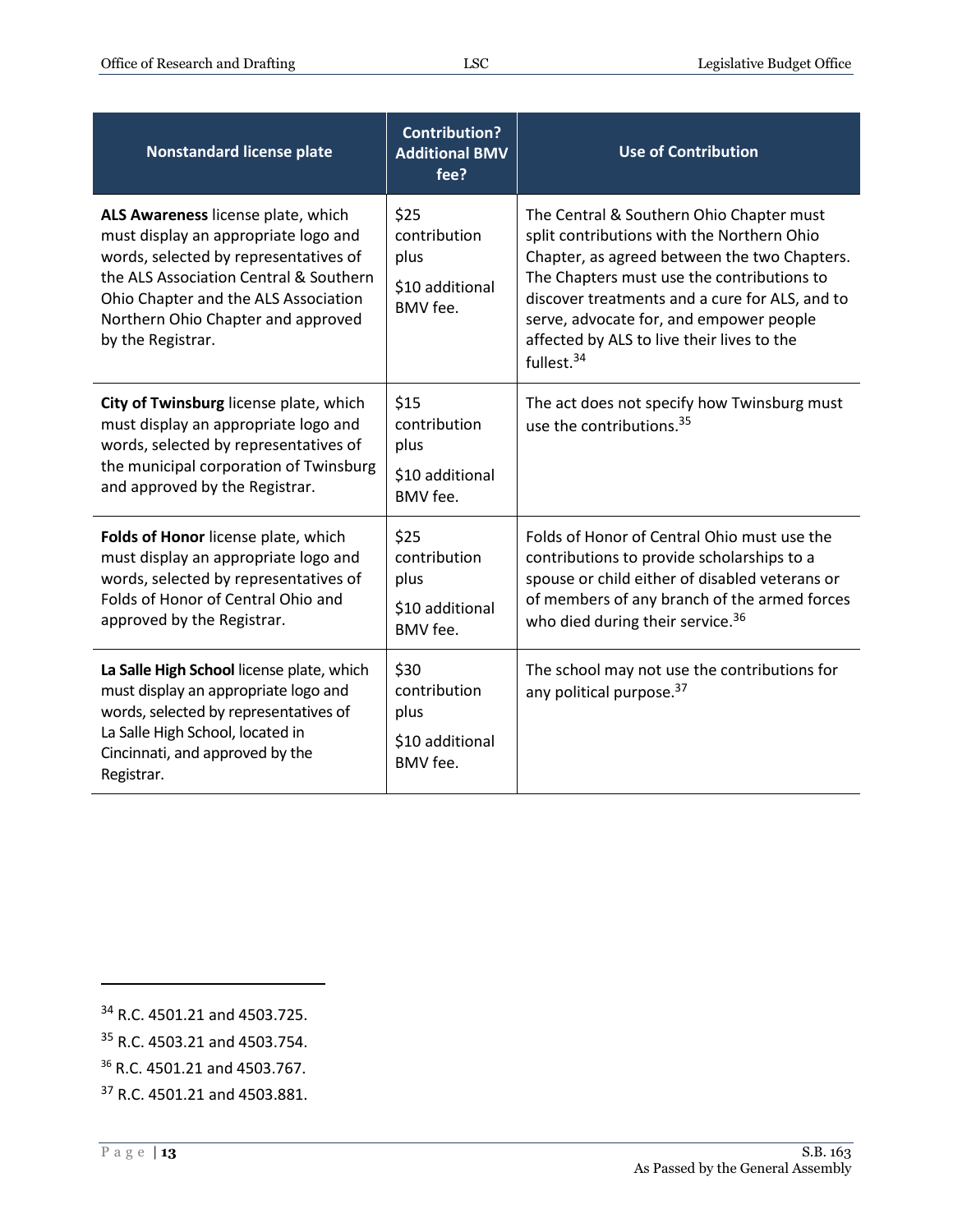| Nonstandard license plate | Contribution? Additional BMV fee? | Use of Contribution |
|---|---|---|
| **ALS Awareness** license plate, which must display an appropriate logo and words, selected by representatives of the ALS Association Central & Southern Ohio Chapter and the ALS Association Northern Ohio Chapter and approved by the Registrar. | $25 contribution plus $10 additional BMV fee. | The Central & Southern Ohio Chapter must split contributions with the Northern Ohio Chapter, as agreed between the two Chapters. The Chapters must use the contributions to discover treatments and a cure for ALS, and to serve, advocate for, and empower people affected by ALS to live their lives to the fullest.[34] |
| **City of Twinsburg** license plate, which must display an appropriate logo and words, selected by representatives of the municipal corporation of Twinsburg and approved by the Registrar. | $15 contribution plus $10 additional BMV fee. | The act does not specify how Twinsburg must use the contributions.[35] |
| **Folds of Honor** license plate, which must display an appropriate logo and words, selected by representatives of Folds of Honor of Central Ohio and approved by the Registrar. | $25 contribution plus $10 additional BMV fee. | Folds of Honor of Central Ohio must use the contributions to provide scholarships to a spouse or child either of disabled veterans or of members of any branch of the armed forces who died during their service.[36] |
| **La Salle High School** license plate, which must display an appropriate logo and words, selected by representatives of La Salle High School, located in Cincinnati, and approved by the Registrar. | $30 contribution plus $10 additional BMV fee. | The school may not use the contributions for any political purpose.[37] |

[34] R.C. 4501.21 and 4503.725.

[35] R.C. 4503.21 and 4503.754.

[36] R.C. 4501.21 and 4503.767.

[37] R.C. 4501.21 and 4503.881.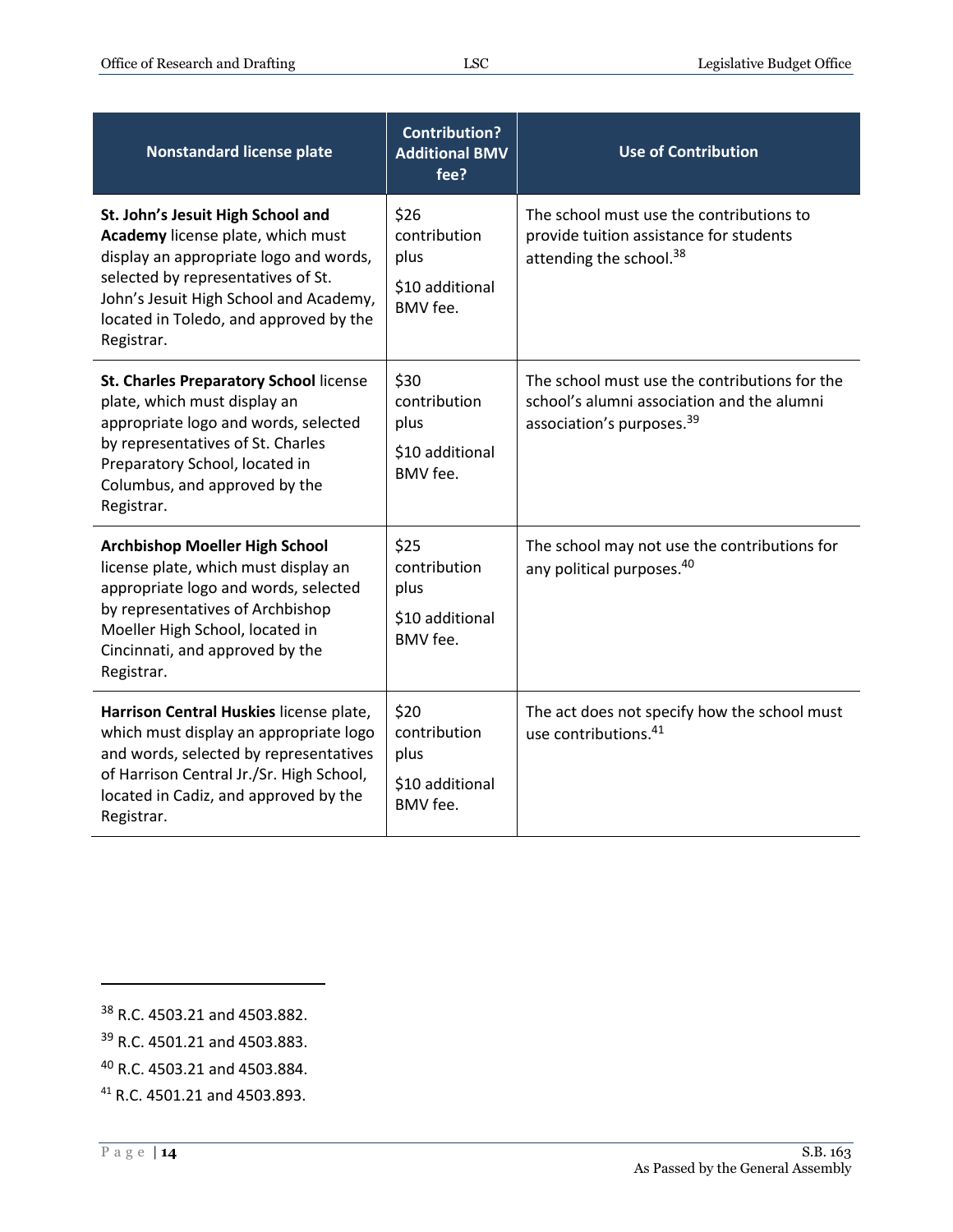| Nonstandard license plate | Contribution? Additional BMV fee? | Use of Contribution |
|---|---|---|
| **St. John's Jesuit High School and Academy** license plate, which must display an appropriate logo and words, selected by representatives of St. John's Jesuit High School and Academy, located in Toledo, and approved by the Registrar. | $26 contribution plus $10 additional BMV fee. | The school must use the contributions to provide tuition assistance for students attending the school.[38] |
| **St. Charles Preparatory School** license plate, which must display an appropriate logo and words, selected by representatives of St. Charles Preparatory School, located in Columbus, and approved by the Registrar. | $30 contribution plus $10 additional BMV fee. | The school must use the contributions for the school's alumni association and the alumni association's purposes.[39] |
| **Archbishop Moeller High School** license plate, which must display an appropriate logo and words, selected by representatives of Archbishop Moeller High School, located in Cincinnati, and approved by the Registrar. | $25 contribution plus $10 additional BMV fee. | The school may not use the contributions for any political purposes.[40] |
| **Harrison Central Huskies** license plate, which must display an appropriate logo and words, selected by representatives of Harrison Central Jr./Sr. High School, located in Cadiz, and approved by the Registrar. | $20 contribution plus $10 additional BMV fee. | The act does not specify how the school must use contributions.[41] |

[38] R.C. 4503.21 and 4503.882.

[39] R.C. 4501.21 and 4503.883.

[40] R.C. 4503.21 and 4503.884.

[41] R.C. 4501.21 and 4503.893.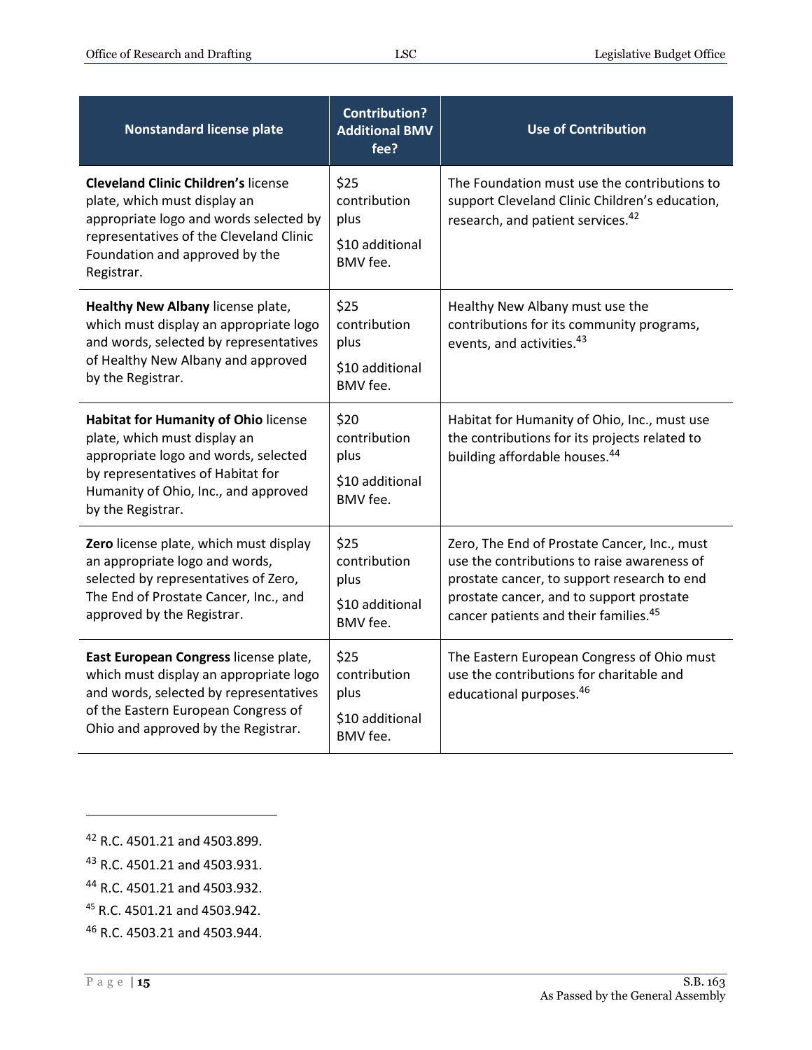| Nonstandard license plate | Contribution? Additional BMV fee? | Use of Contribution |
|---|---|---|
| **Cleveland Clinic Children's** license plate, which must display an appropriate logo and words selected by representatives of the Cleveland Clinic Foundation and approved by the Registrar. | $25 contribution plus $10 additional BMV fee. | The Foundation must use the contributions to support Cleveland Clinic Children's education, research, and patient services.[42] |
| **Healthy New Albany** license plate, which must display an appropriate logo and words, selected by representatives of Healthy New Albany and approved by the Registrar. | $25 contribution plus $10 additional BMV fee. | Healthy New Albany must use the contributions for its community programs, events, and activities.[43] |
| **Habitat for Humanity of Ohio** license plate, which must display an appropriate logo and words, selected by representatives of Habitat for Humanity of Ohio, Inc., and approved by the Registrar. | $20 contribution plus $10 additional BMV fee. | Habitat for Humanity of Ohio, Inc., must use the contributions for its projects related to building affordable houses.[44] |
| **Zero** license plate, which must display an appropriate logo and words, selected by representatives of Zero, The End of Prostate Cancer, Inc., and approved by the Registrar. | $25 contribution plus $10 additional BMV fee. | Zero, The End of Prostate Cancer, Inc., must use the contributions to raise awareness of prostate cancer, to support research to end prostate cancer, and to support prostate cancer patients and their families.[45] |
| **East European Congress** license plate, which must display an appropriate logo and words, selected by representatives of the Eastern European Congress of Ohio and approved by the Registrar. | $25 contribution plus $10 additional BMV fee. | The Eastern European Congress of Ohio must use the contributions for charitable and educational purposes.[46] |

[42] R.C. 4501.21 and 4503.899.

[43] R.C. 4501.21 and 4503.931.

[44] R.C. 4501.21 and 4503.932.

[45] R.C. 4501.21 and 4503.942.

[46] R.C. 4503.21 and 4503.944.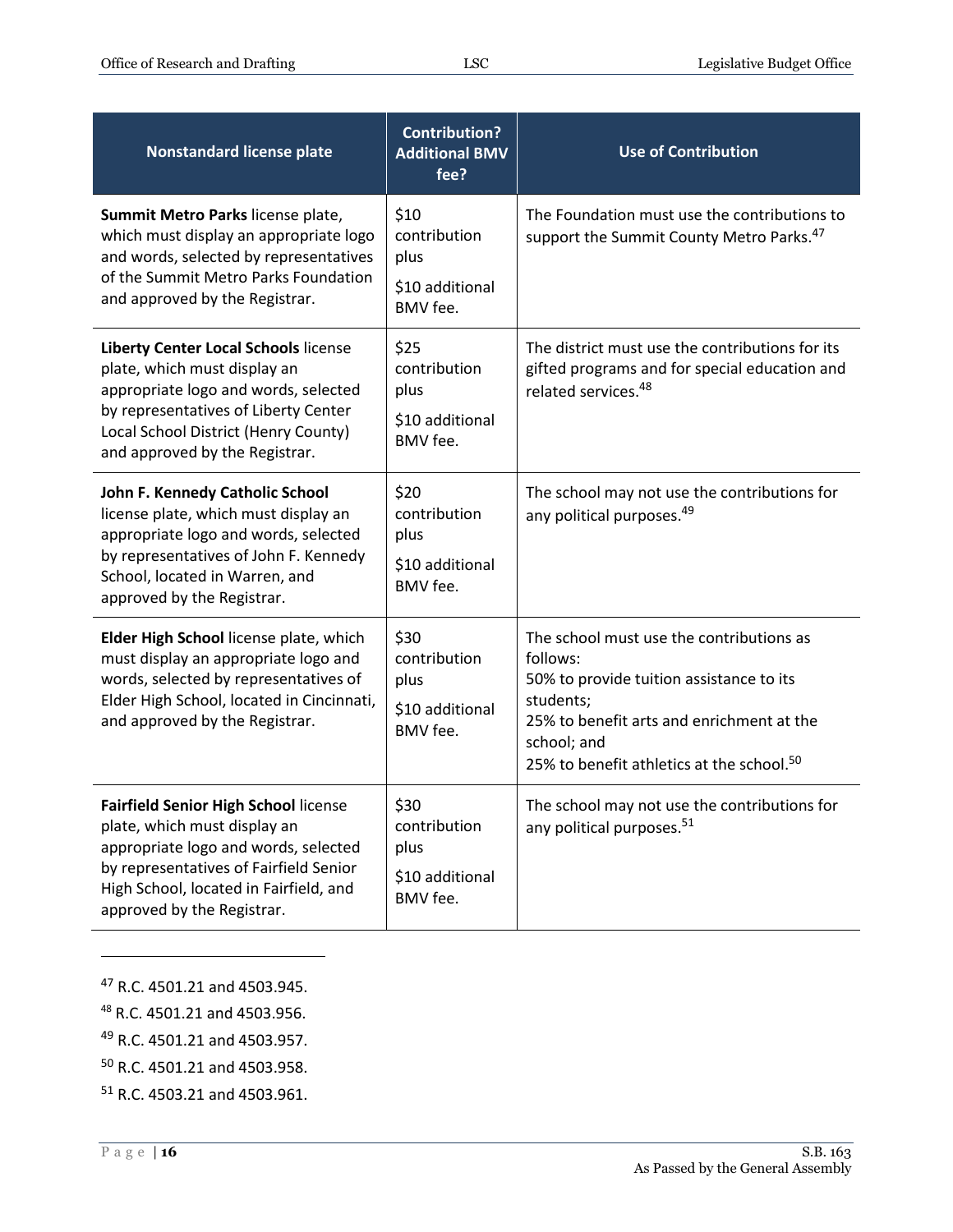| Nonstandard license plate | Contribution? Additional BMV fee? | Use of Contribution |
|---|---|---|
| **Summit Metro Parks** license plate, which must display an appropriate logo and words, selected by representatives of the Summit Metro Parks Foundation and approved by the Registrar. | $10 contribution plus<br><br>$10 additional BMV fee. | The Foundation must use the contributions to support the Summit County Metro Parks.[47] |
| **Liberty Center Local Schools** license plate, which must display an appropriate logo and words, selected by representatives of Liberty Center Local School District (Henry County) and approved by the Registrar. | $25 contribution plus<br><br>$10 additional BMV fee. | The district must use the contributions for its gifted programs and for special education and related services.[48] |
| **John F. Kennedy Catholic School** license plate, which must display an appropriate logo and words, selected by representatives of John F. Kennedy School, located in Warren, and approved by the Registrar. | $20 contribution plus<br><br>$10 additional BMV fee. | The school may not use the contributions for any political purposes.[49] |
| **Elder High School** license plate, which must display an appropriate logo and words, selected by representatives of Elder High School, located in Cincinnati, and approved by the Registrar. | $30 contribution plus<br><br>$10 additional BMV fee. | The school must use the contributions as follows:<br>50% to provide tuition assistance to its students;<br>25% to benefit arts and enrichment at the school; and<br>25% to benefit athletics at the school.[50] |
| **Fairfield Senior High School** license plate, which must display an appropriate logo and words, selected by representatives of Fairfield Senior High School, located in Fairfield, and approved by the Registrar. | $30 contribution plus<br><br>$10 additional BMV fee. | The school may not use the contributions for any political purposes.[51] |

---

[47] R.C. 4501.21 and 4503.945.

[48] R.C. 4501.21 and 4503.956.

[49] R.C. 4501.21 and 4503.957.

[50] R.C. 4501.21 and 4503.958.

[51] R.C. 4503.21 and 4503.961.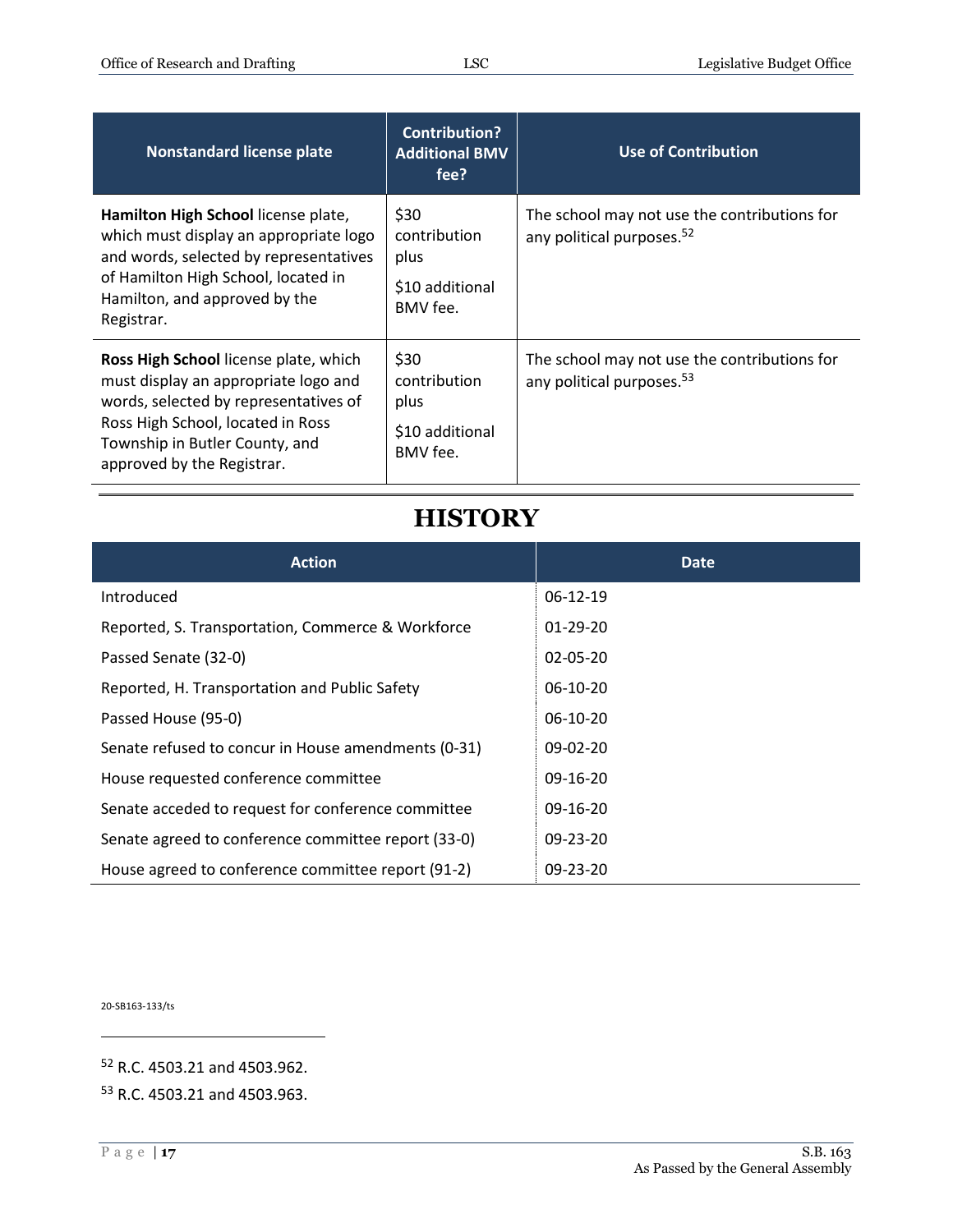| Nonstandard license plate | Contribution? Additional BMV fee? | Use of Contribution |
| --- | --- | --- |
| **Hamilton High School** license plate, which must display an appropriate logo and words, selected by representatives of Hamilton High School, located in Hamilton, and approved by the Registrar. | $30 contribution plus<br><br>$10 additional BMV fee. | The school may not use the contributions for any political purposes.[52] |
| **Ross High School** license plate, which must display an appropriate logo and words, selected by representatives of Ross High School, located in Ross Township in Butler County, and approved by the Registrar. | $30 contribution plus<br><br>$10 additional BMV fee. | The school may not use the contributions for any political purposes.[53] |

# HISTORY

| Action | Date |
| --- | --- |
| Introduced | 06-12-19 |
| Reported, S. Transportation, Commerce & Workforce | 01-29-20 |
| Passed Senate (32-0) | 02-05-20 |
| Reported, H. Transportation and Public Safety | 06-10-20 |
| Passed House (95-0) | 06-10-20 |
| Senate refused to concur in House amendments (0-31) | 09-02-20 |
| House requested conference committee | 09-16-20 |
| Senate acceded to request for conference committee | 09-16-20 |
| Senate agreed to conference committee report (33-0) | 09-23-20 |
| House agreed to conference committee report (91-2) | 09-23-20 |

20-SB163-133/ts

---

[52] R.C. 4503.21 and 4503.962.

[53] R.C. 4503.21 and 4503.963.